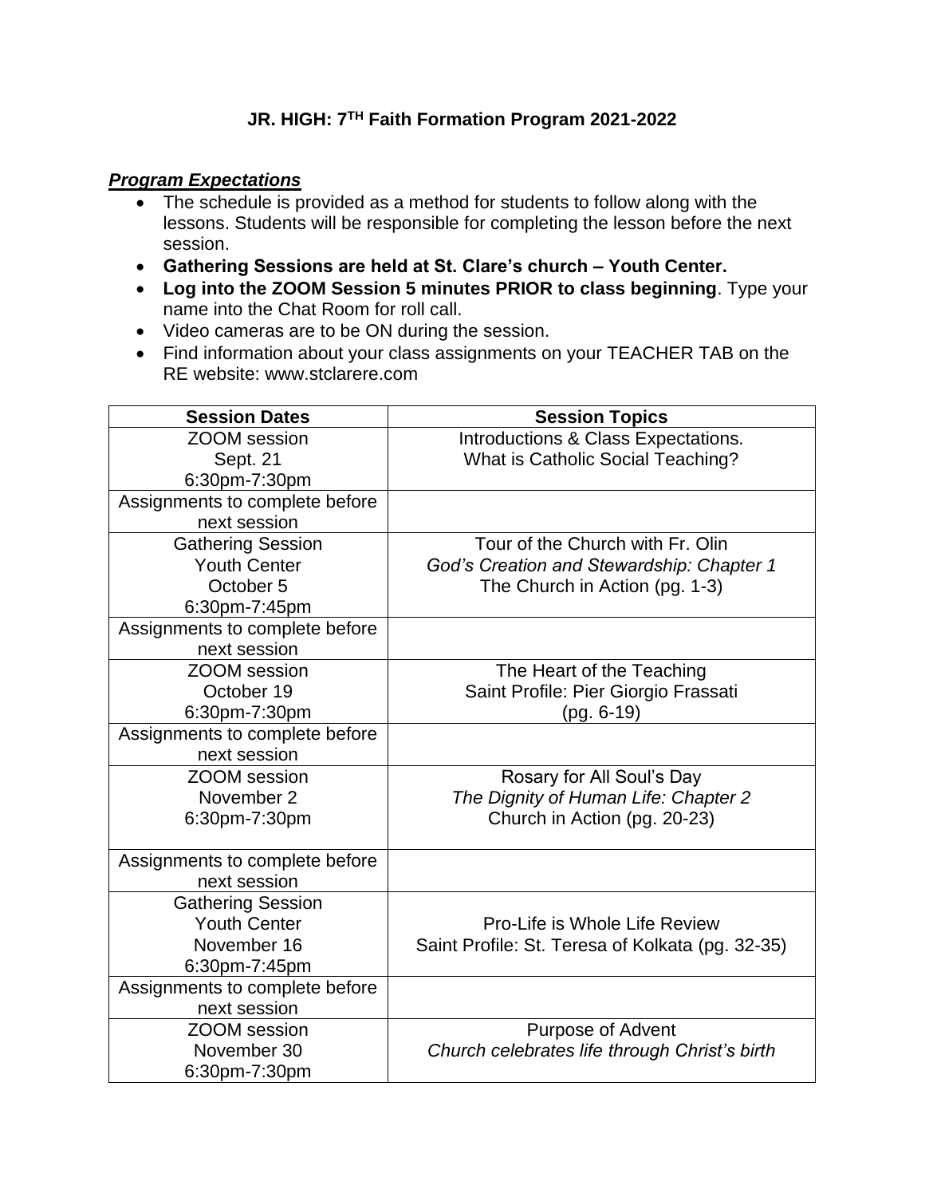# JR. HIGH: 7TH Faith Formation Program 2021-2022

***Program Expectations***

- The schedule is provided as a method for students to follow along with the lessons. Students will be responsible for completing the lesson before the next session.
- **Gathering Sessions are held at St. Clare's church – Youth Center.**
- **Log into the ZOOM Session 5 minutes PRIOR to class beginning**. Type your name into the Chat Room for roll call.
- Video cameras are to be ON during the session.
- Find information about your class assignments on your TEACHER TAB on the RE website: www.stclarere.com

| Session Dates | Session Topics |
|---|---|
| ZOOM session<br>Sept. 21<br>6:30pm-7:30pm | Introductions & Class Expectations.<br>What is Catholic Social Teaching? |
| Assignments to complete before next session | |
| Gathering Session<br>Youth Center<br>October 5<br>6:30pm-7:45pm | Tour of the Church with Fr. Olin<br>*God's Creation and Stewardship: Chapter 1*<br>The Church in Action (pg. 1-3) |
| Assignments to complete before next session | |
| ZOOM session<br>October 19<br>6:30pm-7:30pm | The Heart of the Teaching<br>Saint Profile: Pier Giorgio Frassati<br>(pg. 6-19) |
| Assignments to complete before next session | |
| ZOOM session<br>November 2<br>6:30pm-7:30pm | Rosary for All Soul's Day<br>*The Dignity of Human Life: Chapter 2*<br>Church in Action (pg. 20-23) |
| Assignments to complete before next session | |
| Gathering Session<br>Youth Center<br>November 16<br>6:30pm-7:45pm | Pro-Life is Whole Life Review<br>Saint Profile: St. Teresa of Kolkata (pg. 32-35) |
| Assignments to complete before next session | |
| ZOOM session<br>November 30<br>6:30pm-7:30pm | Purpose of Advent<br>*Church celebrates life through Christ's birth* |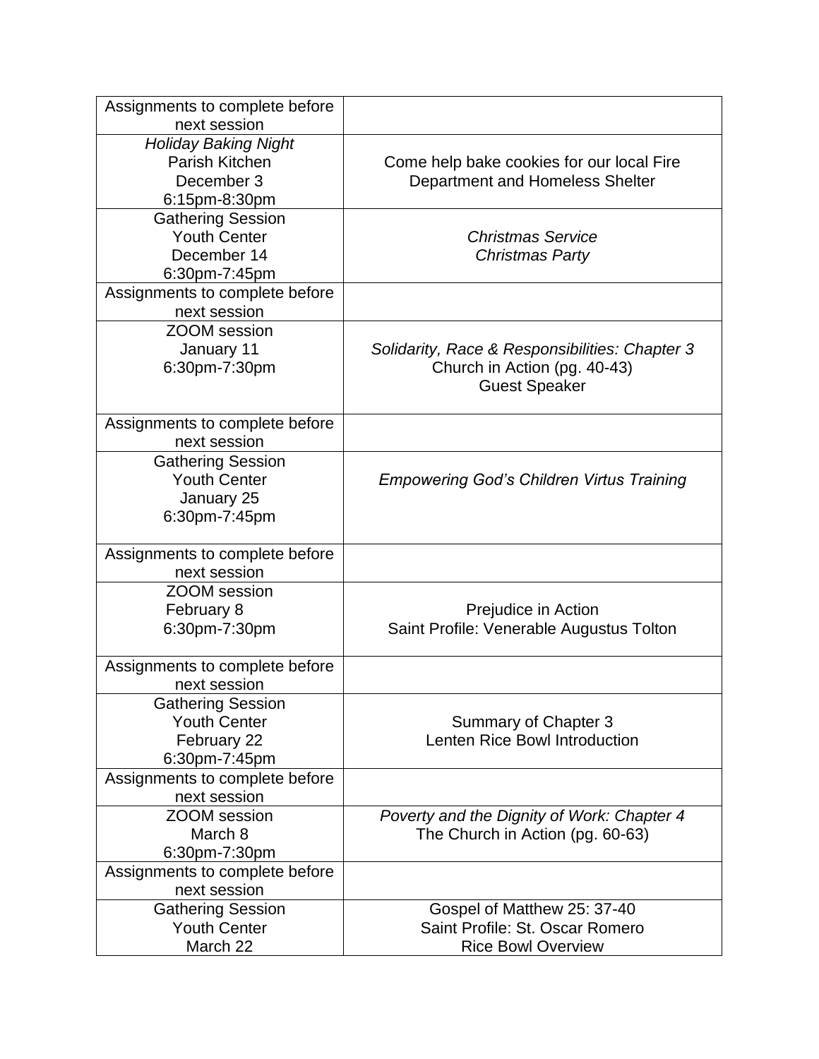| Assignments to complete before next session | |
|---|---|
| *Holiday Baking Night*<br>Parish Kitchen<br>December 3<br>6:15pm-8:30pm | Come help bake cookies for our local Fire Department and Homeless Shelter |
| Gathering Session<br>Youth Center<br>December 14<br>6:30pm-7:45pm | *Christmas Service*<br>*Christmas Party* |
| Assignments to complete before next session | |
| ZOOM session<br>January 11<br>6:30pm-7:30pm | *Solidarity, Race & Responsibilities: Chapter 3*<br>Church in Action (pg. 40-43)<br>Guest Speaker |
| Assignments to complete before next session | |
| Gathering Session<br>Youth Center<br>January 25<br>6:30pm-7:45pm | *Empowering God's Children Virtus Training* |
| Assignments to complete before next session | |
| ZOOM session<br>February 8<br>6:30pm-7:30pm | Prejudice in Action<br>Saint Profile: Venerable Augustus Tolton |
| Assignments to complete before next session | |
| Gathering Session<br>Youth Center<br>February 22<br>6:30pm-7:45pm | Summary of Chapter 3<br>Lenten Rice Bowl Introduction |
| Assignments to complete before next session | |
| ZOOM session<br>March 8<br>6:30pm-7:30pm | *Poverty and the Dignity of Work: Chapter 4*<br>The Church in Action (pg. 60-63) |
| Assignments to complete before next session | |
| Gathering Session<br>Youth Center<br>March 22 | Gospel of Matthew 25: 37-40<br>Saint Profile: St. Oscar Romero<br>Rice Bowl Overview |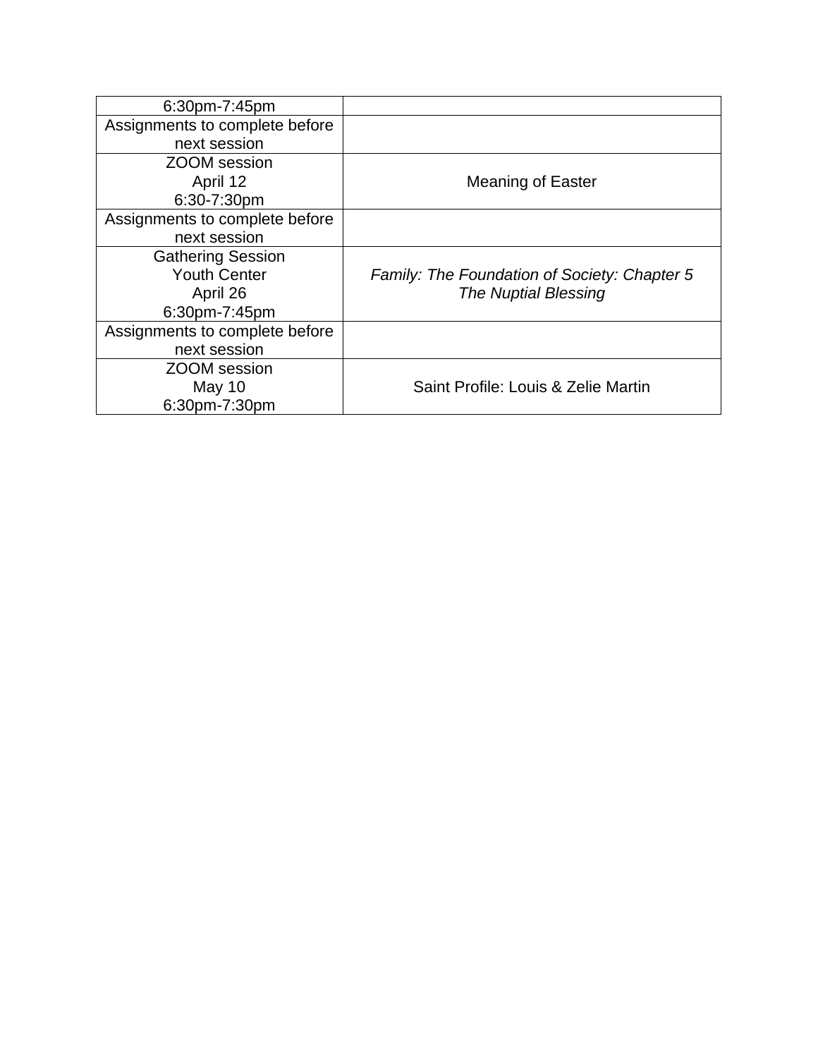| | |
|---|---|
| 6:30pm-7:45pm | |
| Assignments to complete before next session | |
| ZOOM session<br>April 12<br>6:30-7:30pm | Meaning of Easter |
| Assignments to complete before next session | |
| Gathering Session<br>Youth Center<br>April 26<br>6:30pm-7:45pm | *Family: The Foundation of Society: Chapter 5*<br>*The Nuptial Blessing* |
| Assignments to complete before next session | |
| ZOOM session<br>May 10<br>6:30pm-7:30pm | Saint Profile: Louis & Zelie Martin |